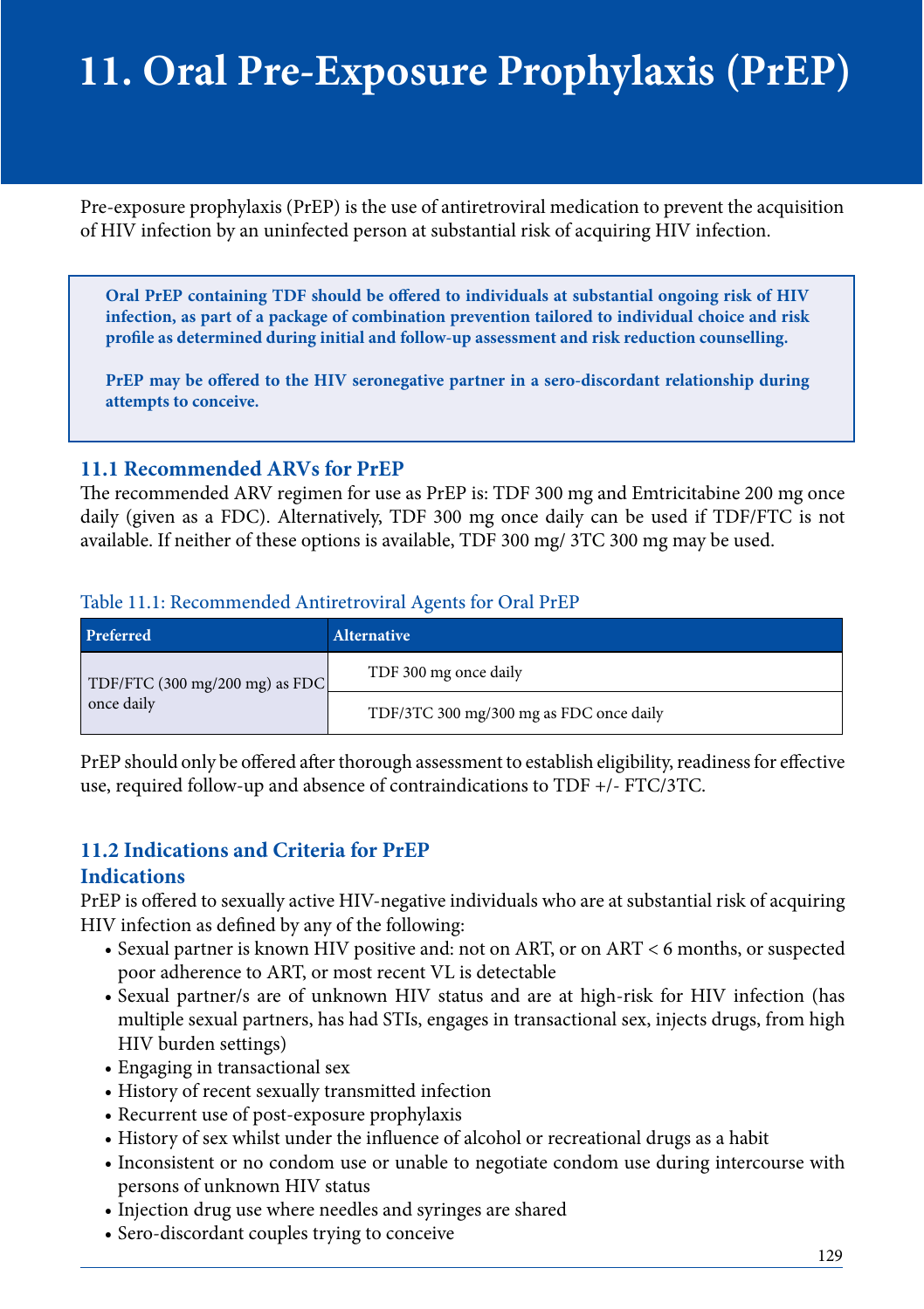# 11. Oral Pre-Exposure Prophylaxis (PrEP)

Pre-exposure prophylaxis (PrEP) is the use of antiretroviral medication to prevent the acquisition of HIV infection by an uninfected person at substantial risk of acquiring HIV infection.

> **Oral PrEP containing TDF should be offered to individuals at substantial ongoing risk of HIV infection, as part of a package of combination prevention tailored to individual choice and risk profile as determined during initial and follow-up assessment and risk reduction counselling.**
>
> **PrEP may be offered to the HIV seronegative partner in a sero-discordant relationship during attempts to conceive.**

## 11.1 Recommended ARVs for PrEP

The recommended ARV regimen for use as PrEP is: TDF 300 mg and Emtricitabine 200 mg once daily (given as a FDC). Alternatively, TDF 300 mg once daily can be used if TDF/FTC is not available. If neither of these options is available, TDF 300 mg/ 3TC 300 mg may be used.

Table 11.1: Recommended Antiretroviral Agents for Oral PrEP

| Preferred | Alternative |
|---|---|
| TDF/FTC (300 mg/200 mg) as FDC once daily | TDF 300 mg once daily |
| | TDF/3TC 300 mg/300 mg as FDC once daily |

PrEP should only be offered after thorough assessment to establish eligibility, readiness for effective use, required follow-up and absence of contraindications to TDF +/- FTC/3TC.

## 11.2 Indications and Criteria for PrEP

### Indications

PrEP is offered to sexually active HIV-negative individuals who are at substantial risk of acquiring HIV infection as defined by any of the following:

- Sexual partner is known HIV positive and: not on ART, or on ART < 6 months, or suspected poor adherence to ART, or most recent VL is detectable
- Sexual partner/s are of unknown HIV status and are at high-risk for HIV infection (has multiple sexual partners, has had STIs, engages in transactional sex, injects drugs, from high HIV burden settings)
- Engaging in transactional sex
- History of recent sexually transmitted infection
- Recurrent use of post-exposure prophylaxis
- History of sex whilst under the influence of alcohol or recreational drugs as a habit
- Inconsistent or no condom use or unable to negotiate condom use during intercourse with persons of unknown HIV status
- Injection drug use where needles and syringes are shared
- Sero-discordant couples trying to conceive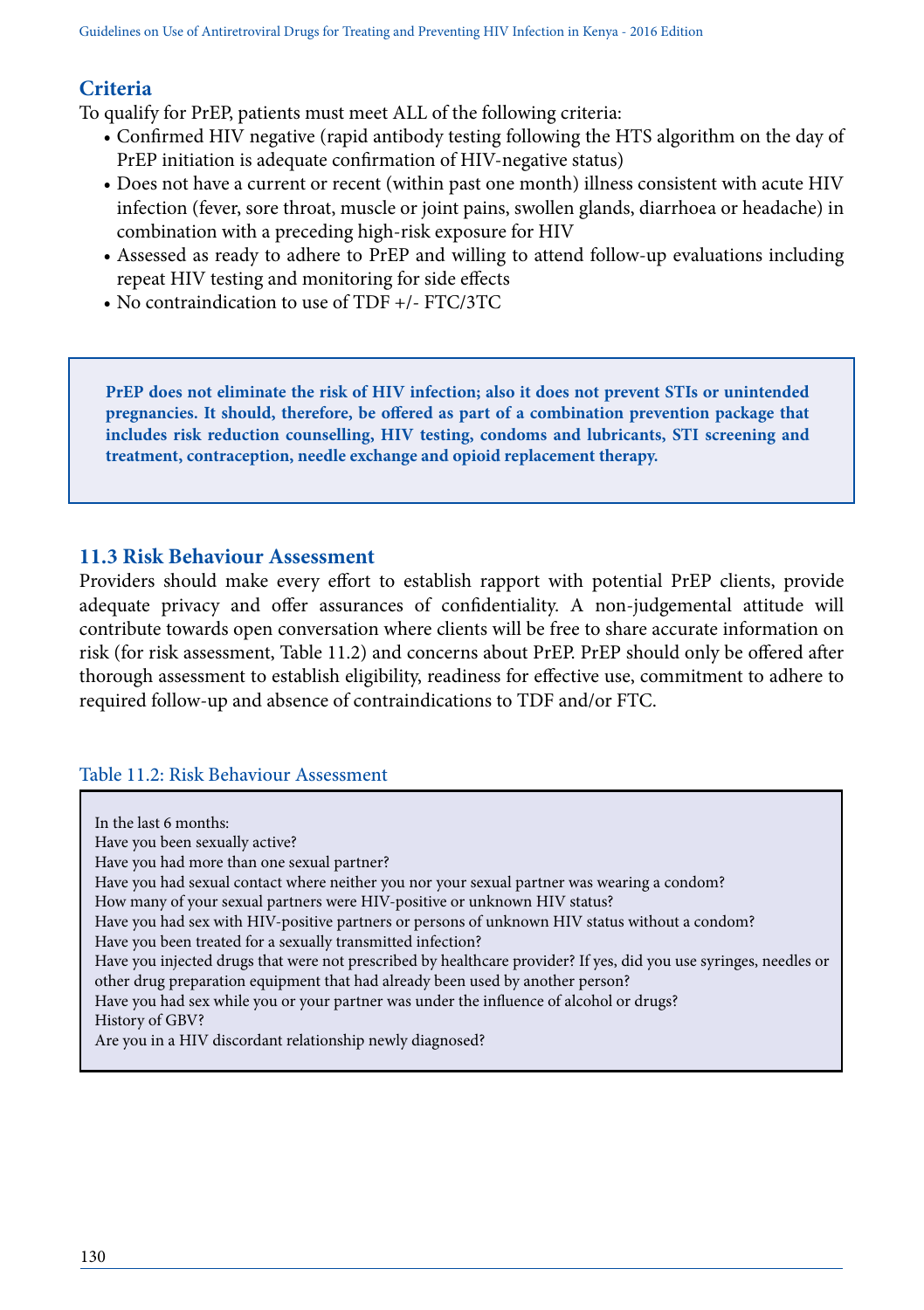## Criteria

To qualify for PrEP, patients must meet ALL of the following criteria:

- Confirmed HIV negative (rapid antibody testing following the HTS algorithm on the day of PrEP initiation is adequate confirmation of HIV-negative status)
- Does not have a current or recent (within past one month) illness consistent with acute HIV infection (fever, sore throat, muscle or joint pains, swollen glands, diarrhoea or headache) in combination with a preceding high-risk exposure for HIV
- Assessed as ready to adhere to PrEP and willing to attend follow-up evaluations including repeat HIV testing and monitoring for side effects
- No contraindication to use of TDF +/- FTC/3TC

> **PrEP does not eliminate the risk of HIV infection; also it does not prevent STIs or unintended pregnancies. It should, therefore, be offered as part of a combination prevention package that includes risk reduction counselling, HIV testing, condoms and lubricants, STI screening and treatment, contraception, needle exchange and opioid replacement therapy.**

## 11.3 Risk Behaviour Assessment

Providers should make every effort to establish rapport with potential PrEP clients, provide adequate privacy and offer assurances of confidentiality. A non-judgemental attitude will contribute towards open conversation where clients will be free to share accurate information on risk (for risk assessment, Table 11.2) and concerns about PrEP. PrEP should only be offered after thorough assessment to establish eligibility, readiness for effective use, commitment to adhere to required follow-up and absence of contraindications to TDF and/or FTC.

Table 11.2: Risk Behaviour Assessment

| In the last 6 months: |
|---|
| Have you been sexually active? |
| Have you had more than one sexual partner? |
| Have you had sexual contact where neither you nor your sexual partner was wearing a condom? |
| How many of your sexual partners were HIV-positive or unknown HIV status? |
| Have you had sex with HIV-positive partners or persons of unknown HIV status without a condom? |
| Have you been treated for a sexually transmitted infection? |
| Have you injected drugs that were not prescribed by healthcare provider? If yes, did you use syringes, needles or other drug preparation equipment that had already been used by another person? |
| Have you had sex while you or your partner was under the influence of alcohol or drugs? |
| History of GBV? |
| Are you in a HIV discordant relationship newly diagnosed? |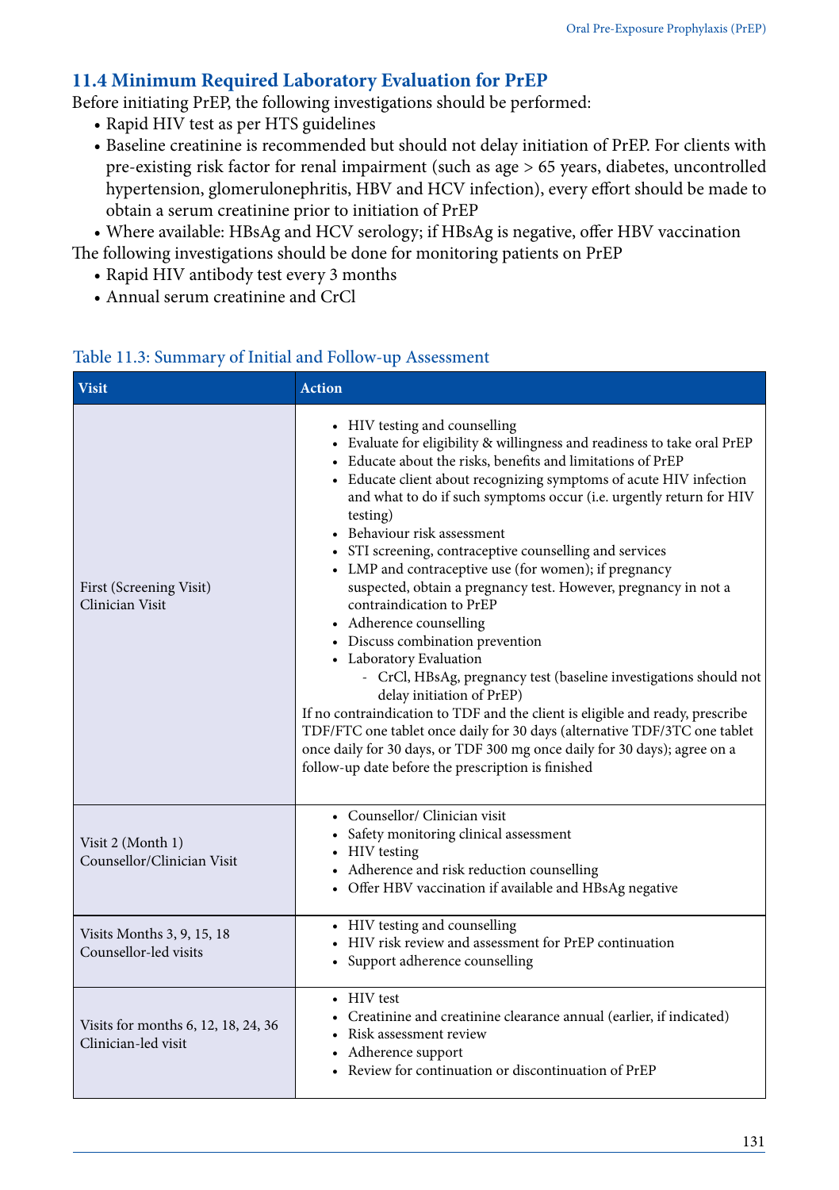## 11.4 Minimum Required Laboratory Evaluation for PrEP

Before initiating PrEP, the following investigations should be performed:

- Rapid HIV test as per HTS guidelines
- Baseline creatinine is recommended but should not delay initiation of PrEP. For clients with pre-existing risk factor for renal impairment (such as age > 65 years, diabetes, uncontrolled hypertension, glomerulonephritis, HBV and HCV infection), every effort should be made to obtain a serum creatinine prior to initiation of PrEP
- Where available: HBsAg and HCV serology; if HBsAg is negative, offer HBV vaccination

The following investigations should be done for monitoring patients on PrEP

- Rapid HIV antibody test every 3 months
- Annual serum creatinine and CrCl

Table 11.3: Summary of Initial and Follow-up Assessment

| Visit | Action |
|---|---|
| First (Screening Visit) Clinician Visit | • HIV testing and counselling<br>• Evaluate for eligibility & willingness and readiness to take oral PrEP<br>• Educate about the risks, benefits and limitations of PrEP<br>• Educate client about recognizing symptoms of acute HIV infection and what to do if such symptoms occur (i.e. urgently return for HIV testing)<br>• Behaviour risk assessment<br>• STI screening, contraceptive counselling and services<br>• LMP and contraceptive use (for women); if pregnancy suspected, obtain a pregnancy test. However, pregnancy in not a contraindication to PrEP<br>• Adherence counselling<br>• Discuss combination prevention<br>• Laboratory Evaluation<br>- CrCl, HBsAg, pregnancy test (baseline investigations should not delay initiation of PrEP)<br>If no contraindication to TDF and the client is eligible and ready, prescribe TDF/FTC one tablet once daily for 30 days (alternative TDF/3TC one tablet once daily for 30 days, or TDF 300 mg once daily for 30 days); agree on a follow-up date before the prescription is finished |
| Visit 2 (Month 1) Counsellor/Clinician Visit | • Counsellor/ Clinician visit<br>• Safety monitoring clinical assessment<br>• HIV testing<br>• Adherence and risk reduction counselling<br>• Offer HBV vaccination if available and HBsAg negative |
| Visits Months 3, 9, 15, 18 Counsellor-led visits | • HIV testing and counselling<br>• HIV risk review and assessment for PrEP continuation<br>• Support adherence counselling |
| Visits for months 6, 12, 18, 24, 36 Clinician-led visit | • HIV test<br>• Creatinine and creatinine clearance annual (earlier, if indicated)<br>• Risk assessment review<br>• Adherence support<br>• Review for continuation or discontinuation of PrEP |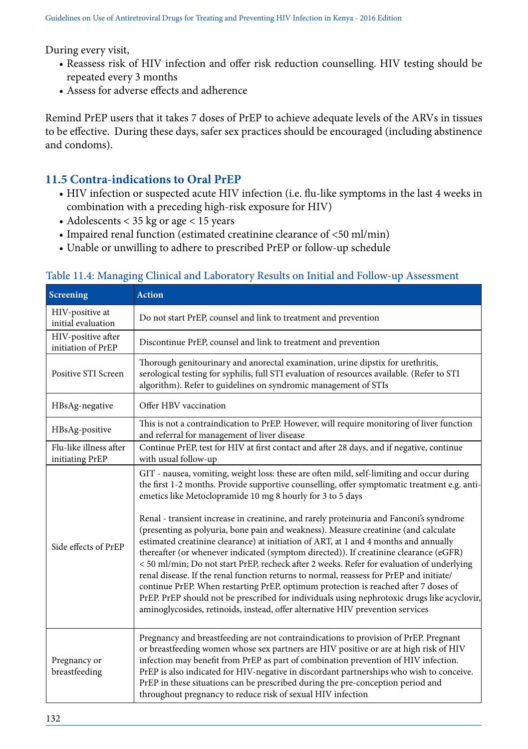During every visit,

- Reassess risk of HIV infection and offer risk reduction counselling. HIV testing should be repeated every 3 months
- Assess for adverse effects and adherence

Remind PrEP users that it takes 7 doses of PrEP to achieve adequate levels of the ARVs in tissues to be effective. During these days, safer sex practices should be encouraged (including abstinence and condoms).

## 11.5 Contra-indications to Oral PrEP

- HIV infection or suspected acute HIV infection (i.e. flu-like symptoms in the last 4 weeks in combination with a preceding high-risk exposure for HIV)
- Adolescents < 35 kg or age < 15 years
- Impaired renal function (estimated creatinine clearance of <50 ml/min)
- Unable or unwilling to adhere to prescribed PrEP or follow-up schedule

Table 11.4: Managing Clinical and Laboratory Results on Initial and Follow-up Assessment

| Screening | Action |
|---|---|
| HIV-positive at initial evaluation | Do not start PrEP, counsel and link to treatment and prevention |
| HIV-positive after initiation of PrEP | Discontinue PrEP, counsel and link to treatment and prevention |
| Positive STI Screen | Thorough genitourinary and anorectal examination, urine dipstix for urethritis, serological testing for syphilis, full STI evaluation of resources available. (Refer to STI algorithm). Refer to guidelines on syndromic management of STIs |
| HBsAg-negative | Offer HBV vaccination |
| HBsAg-positive | This is not a contraindication to PrEP. However, will require monitoring of liver function and referral for management of liver disease |
| Flu-like illness after initiating PrEP | Continue PrEP, test for HIV at first contact and after 28 days, and if negative, continue with usual follow-up |
| Side effects of PrEP | GIT - nausea, vomiting, weight loss: these are often mild, self-limiting and occur during the first 1-2 months. Provide supportive counselling, offer symptomatic treatment e.g. anti-emetics like Metoclopramide 10 mg 8 hourly for 3 to 5 days<br><br>Renal - transient increase in creatinine, and rarely proteinuria and Fanconi's syndrome (presenting as polyuria, bone pain and weakness). Measure creatinine (and calculate estimated creatinine clearance) at initiation of ART, at 1 and 4 months and annually thereafter (or whenever indicated (symptom directed)). If creatinine clearance (eGFR) < 50 ml/min; Do not start PrEP, recheck after 2 weeks. Refer for evaluation of underlying renal disease. If the renal function returns to normal, reassess for PrEP and initiate/continue PrEP. When restarting PrEP, optimum protection is reached after 7 doses of PrEP. PrEP should not be prescribed for individuals using nephrotoxic drugs like acyclovir, aminoglycosides, retinoids, instead, offer alternative HIV prevention services |
| Pregnancy or breastfeeding | Pregnancy and breastfeeding are not contraindications to provision of PrEP. Pregnant or breastfeeding women whose sex partners are HIV positive or are at high risk of HIV infection may benefit from PrEP as part of combination prevention of HIV infection. PrEP is also indicated for HIV-negative in discordant partnerships who wish to conceive. PrEP in these situations can be prescribed during the pre-conception period and throughout pregnancy to reduce risk of sexual HIV infection |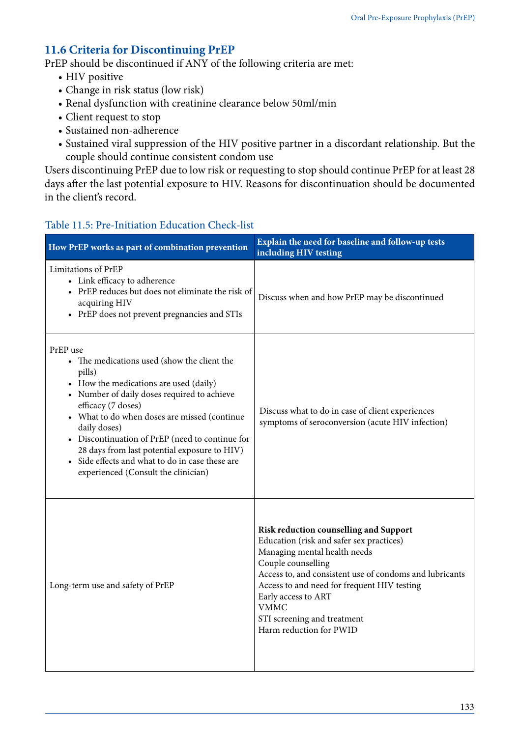## 11.6 Criteria for Discontinuing PrEP

PrEP should be discontinued if ANY of the following criteria are met:

- HIV positive
- Change in risk status (low risk)
- Renal dysfunction with creatinine clearance below 50ml/min
- Client request to stop
- Sustained non-adherence
- Sustained viral suppression of the HIV positive partner in a discordant relationship. But the couple should continue consistent condom use

Users discontinuing PrEP due to low risk or requesting to stop should continue PrEP for at least 28 days after the last potential exposure to HIV. Reasons for discontinuation should be documented in the client's record.

Table 11.5: Pre-Initiation Education Check-list

| How PrEP works as part of combination prevention | Explain the need for baseline and follow-up tests including HIV testing |
|---|---|
| Limitations of PrEP<br>• Link efficacy to adherence<br>• PrEP reduces but does not eliminate the risk of acquiring HIV<br>• PrEP does not prevent pregnancies and STIs | Discuss when and how PrEP may be discontinued |
| PrEP use<br>• The medications used (show the client the pills)<br>• How the medications are used (daily)<br>• Number of daily doses required to achieve efficacy (7 doses)<br>• What to do when doses are missed (continue daily doses)<br>• Discontinuation of PrEP (need to continue for 28 days from last potential exposure to HIV)<br>• Side effects and what to do in case these are experienced (Consult the clinician) | Discuss what to do in case of client experiences symptoms of seroconversion (acute HIV infection) |
| Long-term use and safety of PrEP | **Risk reduction counselling and Support**<br>Education (risk and safer sex practices)<br>Managing mental health needs<br>Couple counselling<br>Access to, and consistent use of condoms and lubricants<br>Access to and need for frequent HIV testing<br>Early access to ART<br>VMMC<br>STI screening and treatment<br>Harm reduction for PWID |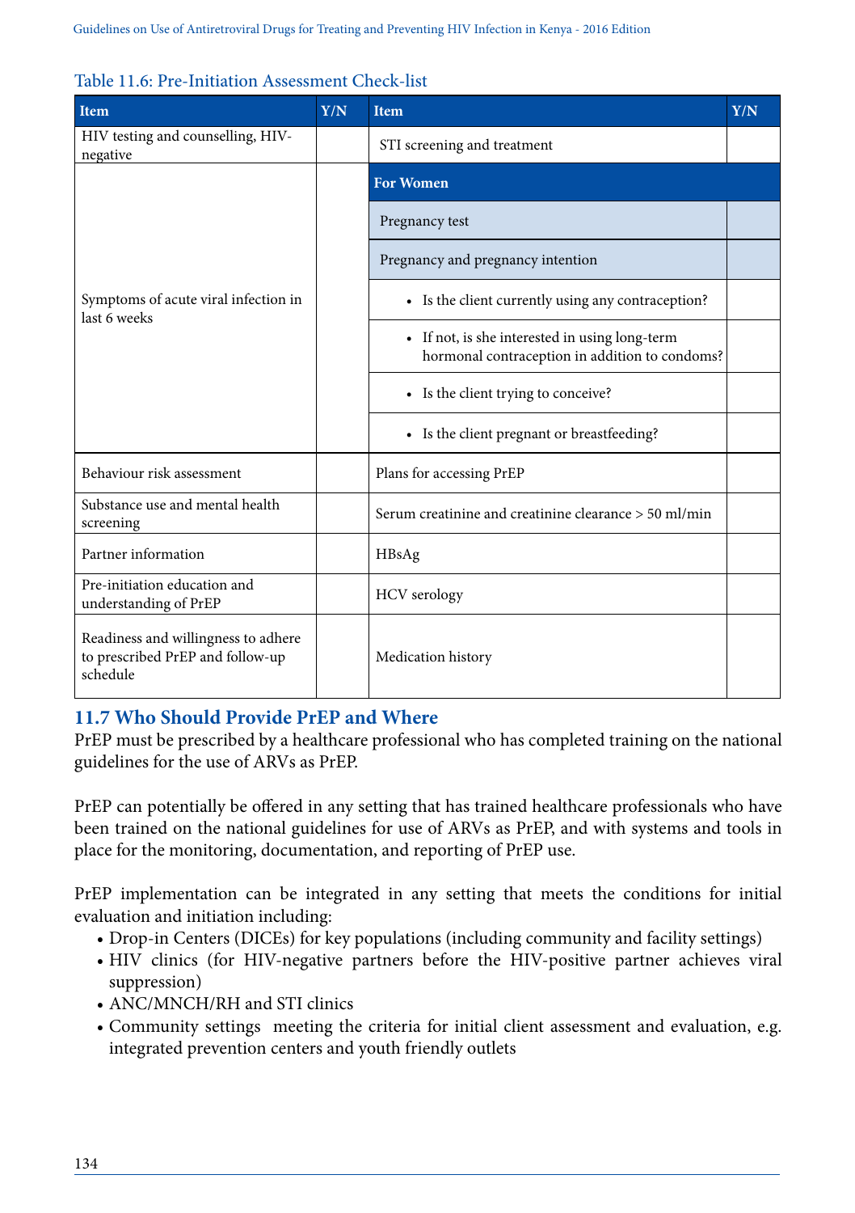Table 11.6: Pre-Initiation Assessment Check-list

| Item | Y/N | Item | Y/N |
|---|---|---|---|
| HIV testing and counselling, HIV-negative | | STI screening and treatment | |
| Symptoms of acute viral infection in last 6 weeks | | **For Women** | |
| | | Pregnancy test | |
| | | Pregnancy and pregnancy intention | |
| | | • Is the client currently using any contraception? | |
| | | • If not, is she interested in using long-term hormonal contraception in addition to condoms? | |
| | | • Is the client trying to conceive? | |
| | | • Is the client pregnant or breastfeeding? | |
| Behaviour risk assessment | | Plans for accessing PrEP | |
| Substance use and mental health screening | | Serum creatinine and creatinine clearance > 50 ml/min | |
| Partner information | | HBsAg | |
| Pre-initiation education and understanding of PrEP | | HCV serology | |
| Readiness and willingness to adhere to prescribed PrEP and follow-up schedule | | Medication history | |

## 11.7 Who Should Provide PrEP and Where

PrEP must be prescribed by a healthcare professional who has completed training on the national guidelines for the use of ARVs as PrEP.

PrEP can potentially be offered in any setting that has trained healthcare professionals who have been trained on the national guidelines for use of ARVs as PrEP, and with systems and tools in place for the monitoring, documentation, and reporting of PrEP use.

PrEP implementation can be integrated in any setting that meets the conditions for initial evaluation and initiation including:

- Drop-in Centers (DICEs) for key populations (including community and facility settings)
- HIV clinics (for HIV-negative partners before the HIV-positive partner achieves viral suppression)
- ANC/MNCH/RH and STI clinics
- Community settings meeting the criteria for initial client assessment and evaluation, e.g. integrated prevention centers and youth friendly outlets